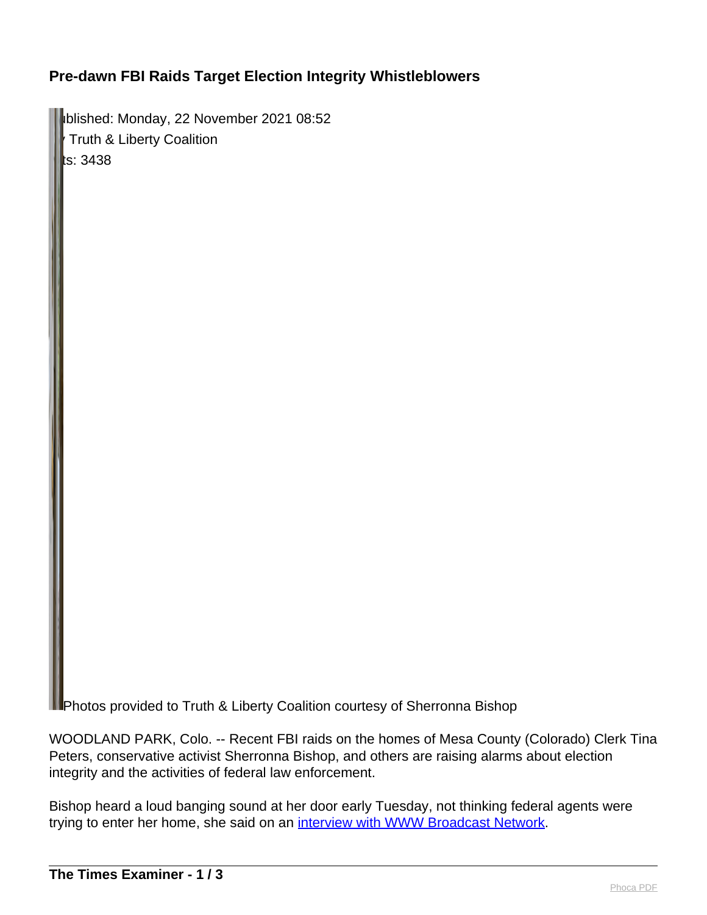# Pre-dawn FBI Raids Target Election Integrity Whistleblowers

ublished: Monday, 22 November 2021 08:52
Truth & Liberty Coalition
ts: 3438

Photos provided to Truth & Liberty Coalition courtesy of Sherronna Bishop

WOODLAND PARK, Colo. -- Recent FBI raids on the homes of Mesa County (Colorado) Clerk Tina Peters, conservative activist Sherronna Bishop, and others are raising alarms about election integrity and the activities of federal law enforcement.

Bishop heard a loud banging sound at her door early Tuesday, not thinking federal agents were trying to enter her home, she said on an [interview with WWW Broadcast Network](#).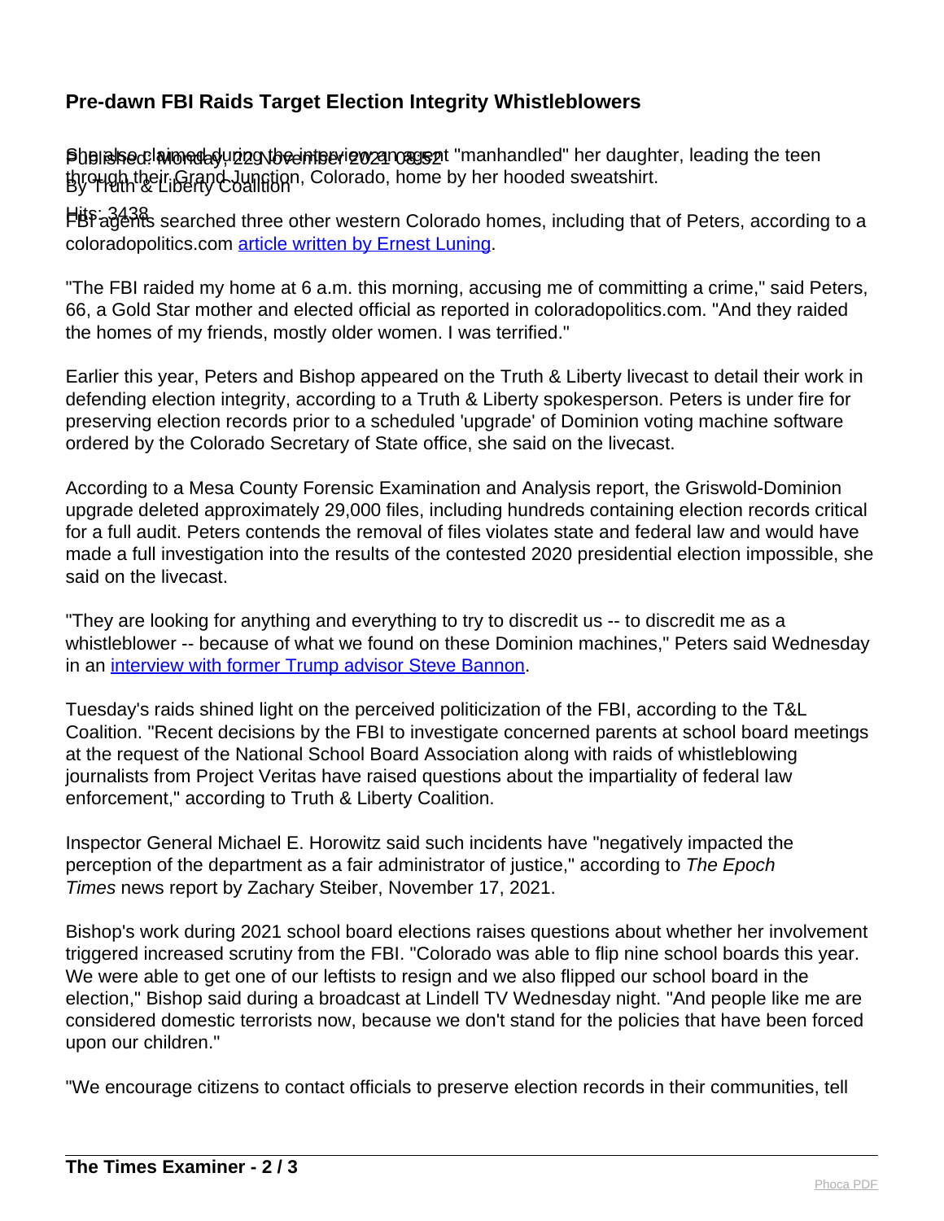She also claimed during the interview an agent "manhandled" her daughter, leading the teen through their Grand Junction, Colorado, home by her hooded sweatshirt.

FBI agents searched three other western Colorado homes, including that of Peters, according to a coloradopolitics.com [article written by Ernest Luning](article written by Ernest Luning).

"The FBI raided my home at 6 a.m. this morning, accusing me of committing a crime," said Peters, 66, a Gold Star mother and elected official as reported in coloradopolitics.com. "And they raided the homes of my friends, mostly older women. I was terrified."

Earlier this year, Peters and Bishop appeared on the Truth & Liberty livecast to detail their work in defending election integrity, according to a Truth & Liberty spokesperson. Peters is under fire for preserving election records prior to a scheduled 'upgrade' of Dominion voting machine software ordered by the Colorado Secretary of State office, she said on the livecast.

According to a Mesa County Forensic Examination and Analysis report, the Griswold-Dominion upgrade deleted approximately 29,000 files, including hundreds containing election records critical for a full audit. Peters contends the removal of files violates state and federal law and would have made a full investigation into the results of the contested 2020 presidential election impossible, she said on the livecast.

"They are looking for anything and everything to try to discredit us -- to discredit me as a whistleblower -- because of what we found on these Dominion machines," Peters said Wednesday in an [interview with former Trump advisor Steve Bannon](interview with former Trump advisor Steve Bannon).

Tuesday's raids shined light on the perceived politicization of the FBI, according to the T&L Coalition. "Recent decisions by the FBI to investigate concerned parents at school board meetings at the request of the National School Board Association along with raids of whistleblowing journalists from Project Veritas have raised questions about the impartiality of federal law enforcement," according to Truth & Liberty Coalition.

Inspector General Michael E. Horowitz said such incidents have "negatively impacted the perception of the department as a fair administrator of justice," according to *The Epoch Times* news report by Zachary Steiber, November 17, 2021.

Bishop's work during 2021 school board elections raises questions about whether her involvement triggered increased scrutiny from the FBI. "Colorado was able to flip nine school boards this year. We were able to get one of our leftists to resign and we also flipped our school board in the election," Bishop said during a broadcast at Lindell TV Wednesday night. "And people like me are considered domestic terrorists now, because we don't stand for the policies that have been forced upon our children."

"We encourage citizens to contact officials to preserve election records in their communities, tell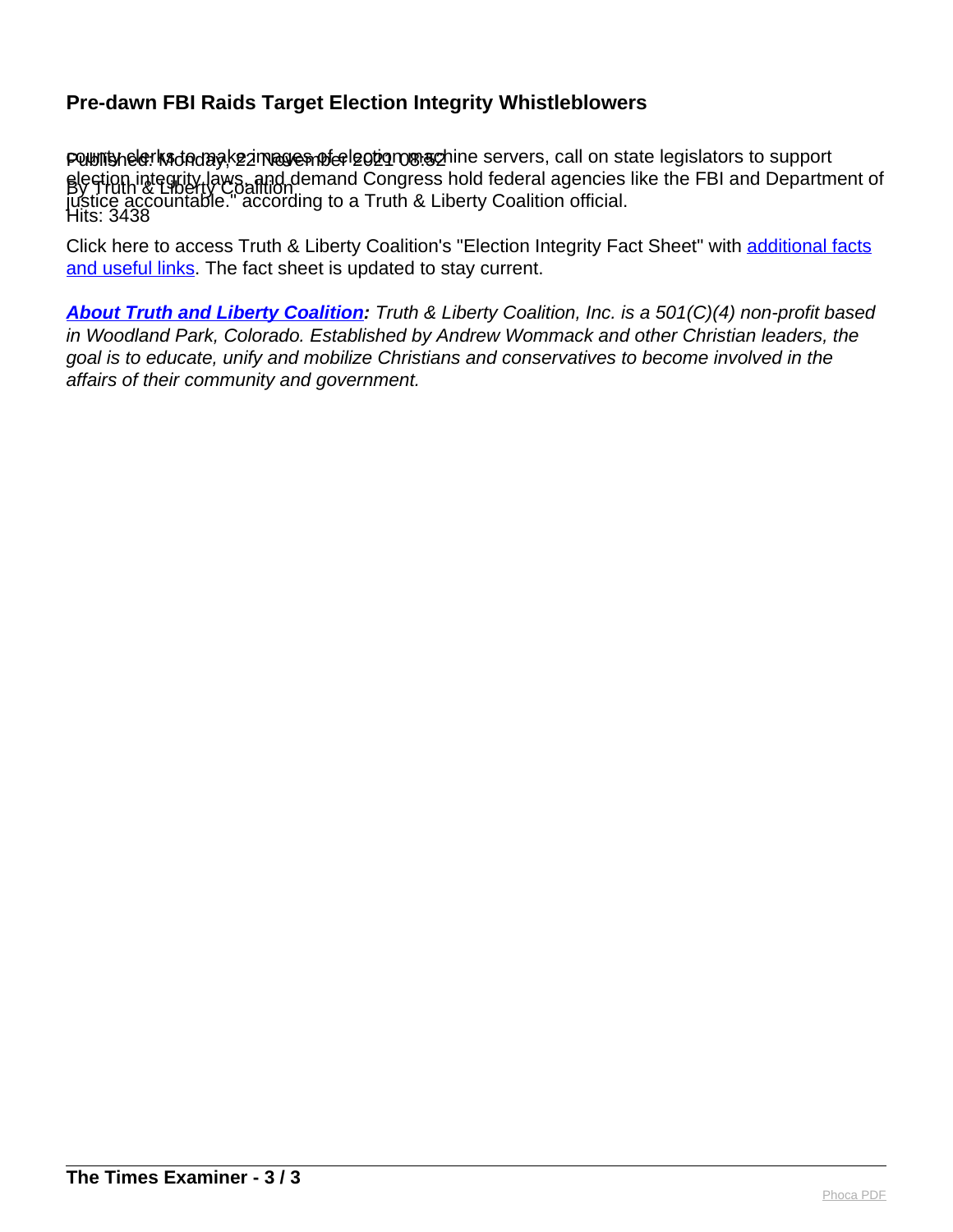county clerks to make images of election machine servers, call on state legislators to support election integrity laws, and demand Congress hold federal agencies like the FBI and Department of Justice accountable." according to a Truth & Liberty Coalition official.

Click here to access Truth & Liberty Coalition's "Election Integrity Fact Sheet" with additional facts and useful links. The fact sheet is updated to stay current.

***About Truth and Liberty Coalition:*** *Truth & Liberty Coalition, Inc. is a 501(C)(4) non-profit based in Woodland Park, Colorado. Established by Andrew Wommack and other Christian leaders, the goal is to educate, unify and mobilize Christians and conservatives to become involved in the affairs of their community and government.*